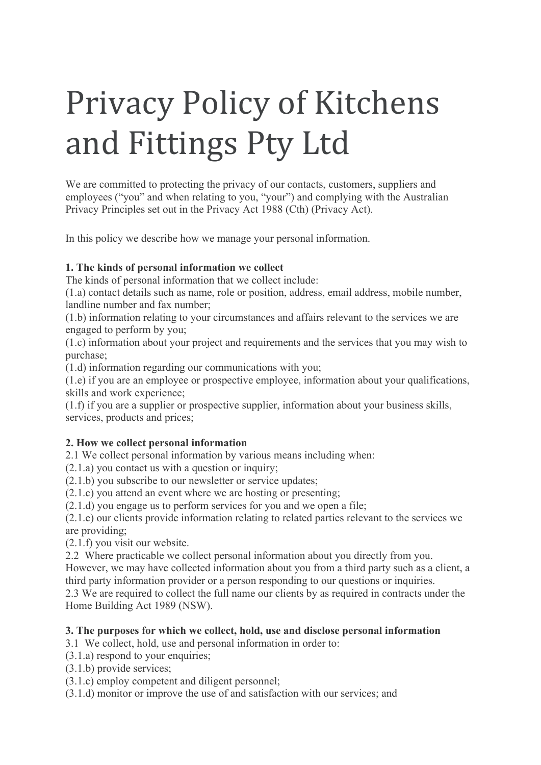# Privacy Policy of Kitchens and Fittings Pty Ltd

We are committed to protecting the privacy of our contacts, customers, suppliers and employees ("you" and when relating to you, "your") and complying with the Australian Privacy Principles set out in the Privacy Act 1988 (Cth) (Privacy Act).

In this policy we describe how we manage your personal information.

**1. The kinds of personal information we collect**

The kinds of personal information that we collect include:

(1.a) contact details such as name, role or position, address, email address, mobile number, landline number and fax number;

(1.b) information relating to your circumstances and affairs relevant to the services we are engaged to perform by you;

(1.c) information about your project and requirements and the services that you may wish to purchase;

(1.d) information regarding our communications with you;

(1.e) if you are an employee or prospective employee, information about your qualifications, skills and work experience;

(1.f) if you are a supplier or prospective supplier, information about your business skills, services, products and prices;

**2. How we collect personal information**

2.1 We collect personal information by various means including when:

(2.1.a) you contact us with a question or inquiry;

(2.1.b) you subscribe to our newsletter or service updates;

(2.1.c) you attend an event where we are hosting or presenting;

(2.1.d) you engage us to perform services for you and we open a file;

(2.1.e) our clients provide information relating to related parties relevant to the services we are providing;

(2.1.f) you visit our website.

2.2 Where practicable we collect personal information about you directly from you. However, we may have collected information about you from a third party such as a client, a third party information provider or a person responding to our questions or inquiries.

2.3 We are required to collect the full name our clients by as required in contracts under the Home Building Act 1989 (NSW).

**3. The purposes for which we collect, hold, use and disclose personal information**

3.1 We collect, hold, use and personal information in order to:

(3.1.a) respond to your enquiries;

(3.1.b) provide services;

(3.1.c) employ competent and diligent personnel;

(3.1.d) monitor or improve the use of and satisfaction with our services; and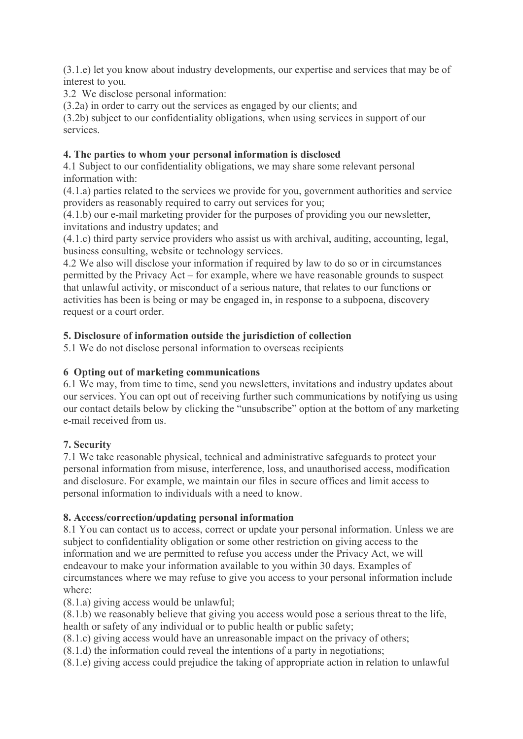(3.1.e) let you know about industry developments, our expertise and services that may be of interest to you.

3.2 We disclose personal information:

(3.2a) in order to carry out the services as engaged by our clients; and

(3.2b) subject to our confidentiality obligations, when using services in support of our services.

**4. The parties to whom your personal information is disclosed**

4.1 Subject to our confidentiality obligations, we may share some relevant personal information with:

(4.1.a) parties related to the services we provide for you, government authorities and service providers as reasonably required to carry out services for you;

(4.1.b) our e-mail marketing provider for the purposes of providing you our newsletter, invitations and industry updates; and

(4.1.c) third party service providers who assist us with archival, auditing, accounting, legal, business consulting, website or technology services.

4.2 We also will disclose your information if required by law to do so or in circumstances permitted by the Privacy Act – for example, where we have reasonable grounds to suspect that unlawful activity, or misconduct of a serious nature, that relates to our functions or activities has been is being or may be engaged in, in response to a subpoena, discovery request or a court order.

**5. Disclosure of information outside the jurisdiction of collection**

5.1 We do not disclose personal information to overseas recipients

**6 Opting out of marketing communications**

6.1 We may, from time to time, send you newsletters, invitations and industry updates about our services. You can opt out of receiving further such communications by notifying us using our contact details below by clicking the "unsubscribe" option at the bottom of any marketing e-mail received from us.

**7. Security**

7.1 We take reasonable physical, technical and administrative safeguards to protect your personal information from misuse, interference, loss, and unauthorised access, modification and disclosure. For example, we maintain our files in secure offices and limit access to personal information to individuals with a need to know.

**8. Access/correction/updating personal information**

8.1 You can contact us to access, correct or update your personal information. Unless we are subject to confidentiality obligation or some other restriction on giving access to the information and we are permitted to refuse you access under the Privacy Act, we will endeavour to make your information available to you within 30 days. Examples of circumstances where we may refuse to give you access to your personal information include where:

(8.1.a) giving access would be unlawful;

(8.1.b) we reasonably believe that giving you access would pose a serious threat to the life, health or safety of any individual or to public health or public safety;

(8.1.c) giving access would have an unreasonable impact on the privacy of others;

(8.1.d) the information could reveal the intentions of a party in negotiations;

(8.1.e) giving access could prejudice the taking of appropriate action in relation to unlawful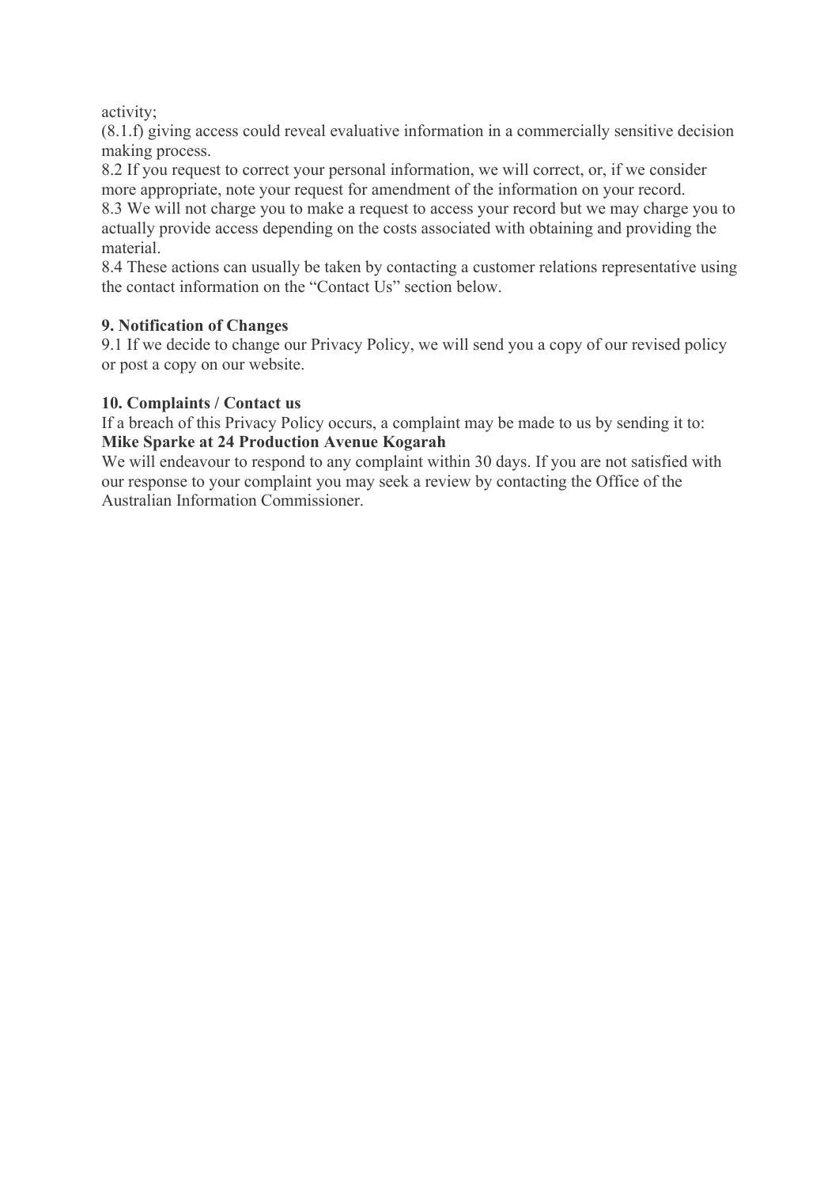activity;

(8.1.f) giving access could reveal evaluative information in a commercially sensitive decision making process.

8.2 If you request to correct your personal information, we will correct, or, if we consider more appropriate, note your request for amendment of the information on your record.

8.3 We will not charge you to make a request to access your record but we may charge you to actually provide access depending on the costs associated with obtaining and providing the material.

8.4 These actions can usually be taken by contacting a customer relations representative using the contact information on the "Contact Us" section below.

**9. Notification of Changes**

9.1 If we decide to change our Privacy Policy, we will send you a copy of our revised policy or post a copy on our website.

**10. Complaints / Contact us**

If a breach of this Privacy Policy occurs, a complaint may be made to us by sending it to:

**Mike Sparke at 24 Production Avenue Kogarah**

We will endeavour to respond to any complaint within 30 days. If you are not satisfied with our response to your complaint you may seek a review by contacting the Office of the Australian Information Commissioner.